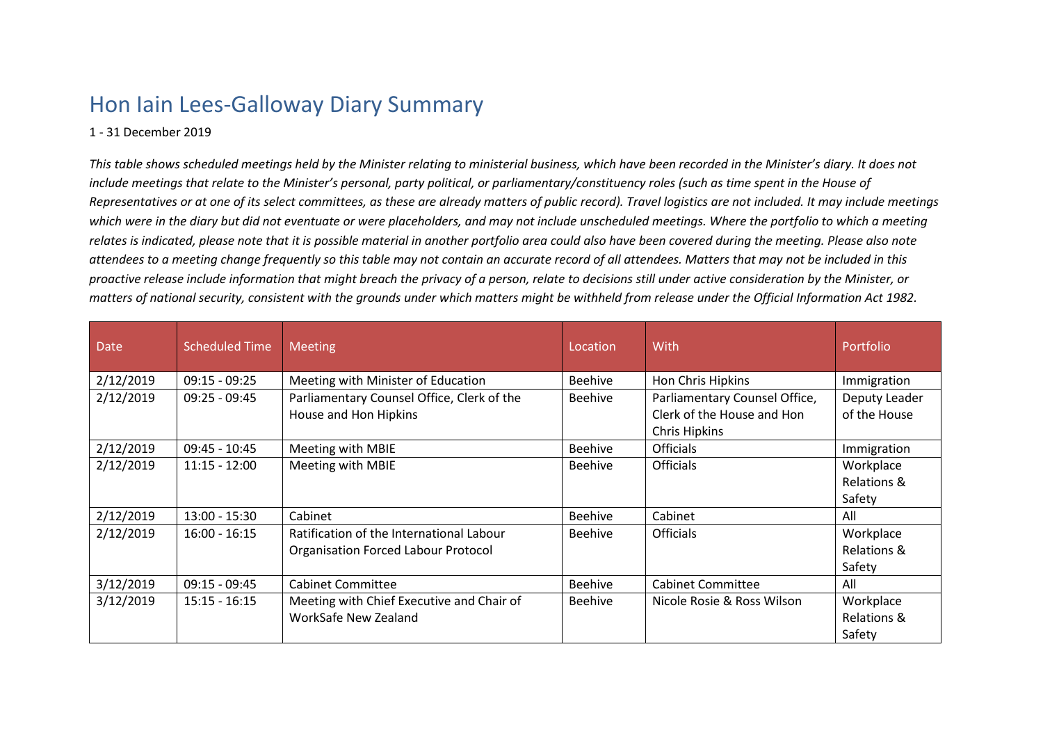# Hon Iain Lees-Galloway Diary Summary

1 - 31 December 2019

*This table shows scheduled meetings held by the Minister relating to ministerial business, which have been recorded in the Minister's diary. It does not include meetings that relate to the Minister's personal, party political, or parliamentary/constituency roles (such as time spent in the House of Representatives or at one of its select committees, as these are already matters of public record). Travel logistics are not included. It may include meetings which were in the diary but did not eventuate or were placeholders, and may not include unscheduled meetings. Where the portfolio to which a meeting relates is indicated, please note that it is possible material in another portfolio area could also have been covered during the meeting. Please also note attendees to a meeting change frequently so this table may not contain an accurate record of all attendees. Matters that may not be included in this proactive release include information that might breach the privacy of a person, relate to decisions still under active consideration by the Minister, or matters of national security, consistent with the grounds under which matters might be withheld from release under the Official Information Act 1982.*

| Date | Scheduled Time | Meeting | Location | With | Portfolio |
|---|---|---|---|---|---|
| 2/12/2019 | 09:15 - 09:25 | Meeting with Minister of Education | Beehive | Hon Chris Hipkins | Immigration |
| 2/12/2019 | 09:25 - 09:45 | Parliamentary Counsel Office, Clerk of the House and Hon Hipkins | Beehive | Parliamentary Counsel Office, Clerk of the House and Hon Chris Hipkins | Deputy Leader of the House |
| 2/12/2019 | 09:45 - 10:45 | Meeting with MBIE | Beehive | Officials | Immigration |
| 2/12/2019 | 11:15 - 12:00 | Meeting with MBIE | Beehive | Officials | Workplace Relations & Safety |
| 2/12/2019 | 13:00 - 15:30 | Cabinet | Beehive | Cabinet | All |
| 2/12/2019 | 16:00 - 16:15 | Ratification of the International Labour Organisation Forced Labour Protocol | Beehive | Officials | Workplace Relations & Safety |
| 3/12/2019 | 09:15 - 09:45 | Cabinet Committee | Beehive | Cabinet Committee | All |
| 3/12/2019 | 15:15 - 16:15 | Meeting with Chief Executive and Chair of WorkSafe New Zealand | Beehive | Nicole Rosie & Ross Wilson | Workplace Relations & Safety |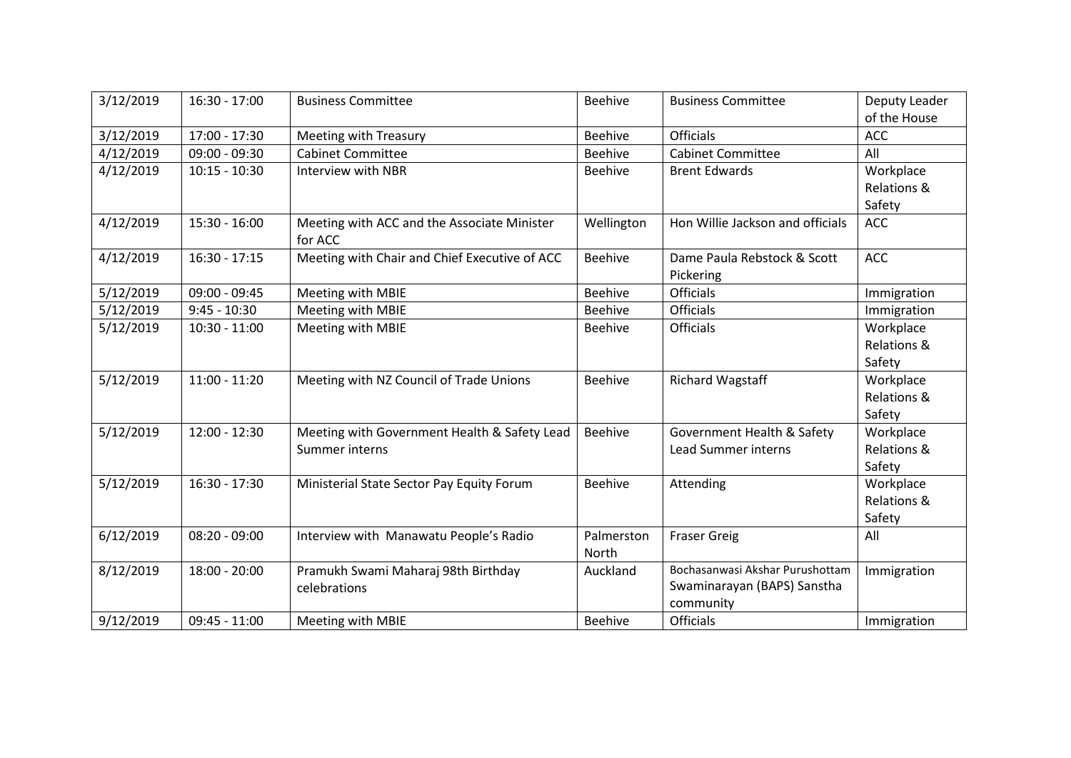| 3/12/2019 | 16:30 - 17:00 | Business Committee | Beehive | Business Committee | Deputy Leader of the House |
|---|---|---|---|---|---|
| 3/12/2019 | 17:00 - 17:30 | Meeting with Treasury | Beehive | Officials | ACC |
| 4/12/2019 | 09:00 - 09:30 | Cabinet Committee | Beehive | Cabinet Committee | All |
| 4/12/2019 | 10:15 - 10:30 | Interview with NBR | Beehive | Brent Edwards | Workplace Relations & Safety |
| 4/12/2019 | 15:30 - 16:00 | Meeting with ACC and the Associate Minister for ACC | Wellington | Hon Willie Jackson and officials | ACC |
| 4/12/2019 | 16:30 - 17:15 | Meeting with Chair and Chief Executive of ACC | Beehive | Dame Paula Rebstock & Scott Pickering | ACC |
| 5/12/2019 | 09:00 - 09:45 | Meeting with MBIE | Beehive | Officials | Immigration |
| 5/12/2019 | 9:45 - 10:30 | Meeting with MBIE | Beehive | Officials | Immigration |
| 5/12/2019 | 10:30 - 11:00 | Meeting with MBIE | Beehive | Officials | Workplace Relations & Safety |
| 5/12/2019 | 11:00 - 11:20 | Meeting with NZ Council of Trade Unions | Beehive | Richard Wagstaff | Workplace Relations & Safety |
| 5/12/2019 | 12:00 - 12:30 | Meeting with Government Health & Safety Lead Summer interns | Beehive | Government Health & Safety Lead Summer interns | Workplace Relations & Safety |
| 5/12/2019 | 16:30 - 17:30 | Ministerial State Sector Pay Equity Forum | Beehive | Attending | Workplace Relations & Safety |
| 6/12/2019 | 08:20 - 09:00 | Interview with Manawatu People's Radio | Palmerston North | Fraser Greig | All |
| 8/12/2019 | 18:00 - 20:00 | Pramukh Swami Maharaj 98th Birthday celebrations | Auckland | Bochasanwasi Akshar Purushottam Swaminarayan (BAPS) Sanstha community | Immigration |
| 9/12/2019 | 09:45 - 11:00 | Meeting with MBIE | Beehive | Officials | Immigration |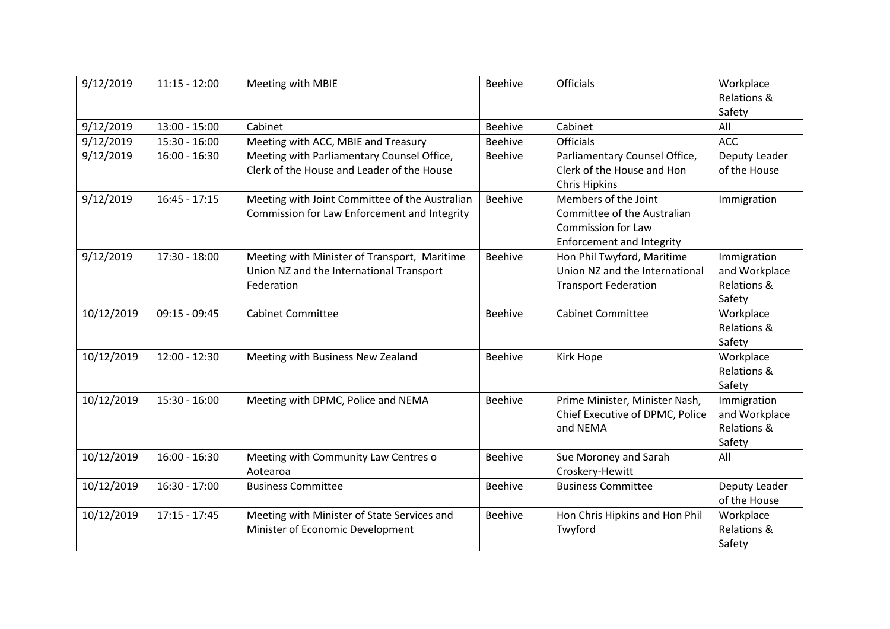| 9/12/2019 | 11:15 - 12:00 | Meeting with MBIE | Beehive | Officials | Workplace Relations & Safety |
|---|---|---|---|---|---|
| 9/12/2019 | 13:00 - 15:00 | Cabinet | Beehive | Cabinet | All |
| 9/12/2019 | 15:30 - 16:00 | Meeting with ACC, MBIE and Treasury | Beehive | Officials | ACC |
| 9/12/2019 | 16:00 - 16:30 | Meeting with Parliamentary Counsel Office, Clerk of the House and Leader of the House | Beehive | Parliamentary Counsel Office, Clerk of the House and Hon Chris Hipkins | Deputy Leader of the House |
| 9/12/2019 | 16:45 - 17:15 | Meeting with Joint Committee of the Australian Commission for Law Enforcement and Integrity | Beehive | Members of the Joint Committee of the Australian Commission for Law Enforcement and Integrity | Immigration |
| 9/12/2019 | 17:30 - 18:00 | Meeting with Minister of Transport, Maritime Union NZ and the International Transport Federation | Beehive | Hon Phil Twyford, Maritime Union NZ and the International Transport Federation | Immigration and Workplace Relations & Safety |
| 10/12/2019 | 09:15 - 09:45 | Cabinet Committee | Beehive | Cabinet Committee | Workplace Relations & Safety |
| 10/12/2019 | 12:00 - 12:30 | Meeting with Business New Zealand | Beehive | Kirk Hope | Workplace Relations & Safety |
| 10/12/2019 | 15:30 - 16:00 | Meeting with DPMC, Police and NEMA | Beehive | Prime Minister, Minister Nash, Chief Executive of DPMC, Police and NEMA | Immigration and Workplace Relations & Safety |
| 10/12/2019 | 16:00 - 16:30 | Meeting with Community Law Centres o Aotearoa | Beehive | Sue Moroney and Sarah Croskery-Hewitt | All |
| 10/12/2019 | 16:30 - 17:00 | Business Committee | Beehive | Business Committee | Deputy Leader of the House |
| 10/12/2019 | 17:15 - 17:45 | Meeting with Minister of State Services and Minister of Economic Development | Beehive | Hon Chris Hipkins and Hon Phil Twyford | Workplace Relations & Safety |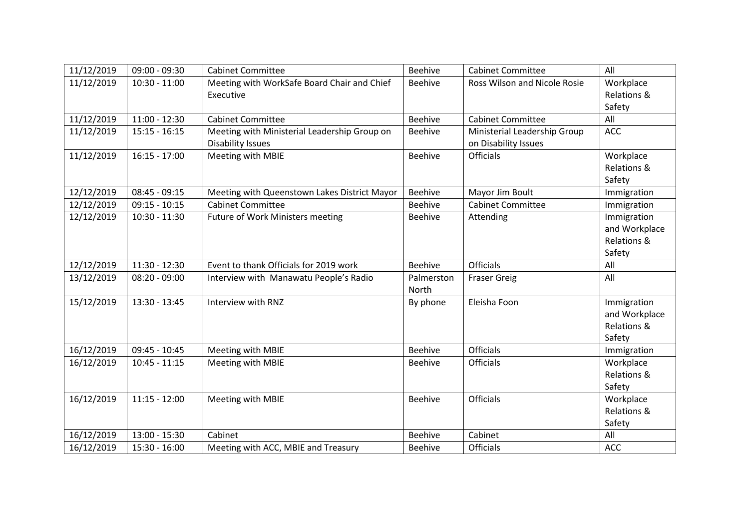| 11/12/2019 | 09:00 - 09:30 | Cabinet Committee | Beehive | Cabinet Committee | All |
|---|---|---|---|---|---|
| 11/12/2019 | 10:30 - 11:00 | Meeting with WorkSafe Board Chair and Chief Executive | Beehive | Ross Wilson and Nicole Rosie | Workplace Relations & Safety |
| 11/12/2019 | 11:00 - 12:30 | Cabinet Committee | Beehive | Cabinet Committee | All |
| 11/12/2019 | 15:15 - 16:15 | Meeting with Ministerial Leadership Group on Disability Issues | Beehive | Ministerial Leadership Group on Disability Issues | ACC |
| 11/12/2019 | 16:15 - 17:00 | Meeting with MBIE | Beehive | Officials | Workplace Relations & Safety |
| 12/12/2019 | 08:45 - 09:15 | Meeting with Queenstown Lakes District Mayor | Beehive | Mayor Jim Boult | Immigration |
| 12/12/2019 | 09:15 - 10:15 | Cabinet Committee | Beehive | Cabinet Committee | Immigration |
| 12/12/2019 | 10:30 - 11:30 | Future of Work Ministers meeting | Beehive | Attending | Immigration and Workplace Relations & Safety |
| 12/12/2019 | 11:30 - 12:30 | Event to thank Officials for 2019 work | Beehive | Officials | All |
| 13/12/2019 | 08:20 - 09:00 | Interview with Manawatu People's Radio | Palmerston North | Fraser Greig | All |
| 15/12/2019 | 13:30 - 13:45 | Interview with RNZ | By phone | Eleisha Foon | Immigration and Workplace Relations & Safety |
| 16/12/2019 | 09:45 - 10:45 | Meeting with MBIE | Beehive | Officials | Immigration |
| 16/12/2019 | 10:45 - 11:15 | Meeting with MBIE | Beehive | Officials | Workplace Relations & Safety |
| 16/12/2019 | 11:15 - 12:00 | Meeting with MBIE | Beehive | Officials | Workplace Relations & Safety |
| 16/12/2019 | 13:00 - 15:30 | Cabinet | Beehive | Cabinet | All |
| 16/12/2019 | 15:30 - 16:00 | Meeting with ACC, MBIE and Treasury | Beehive | Officials | ACC |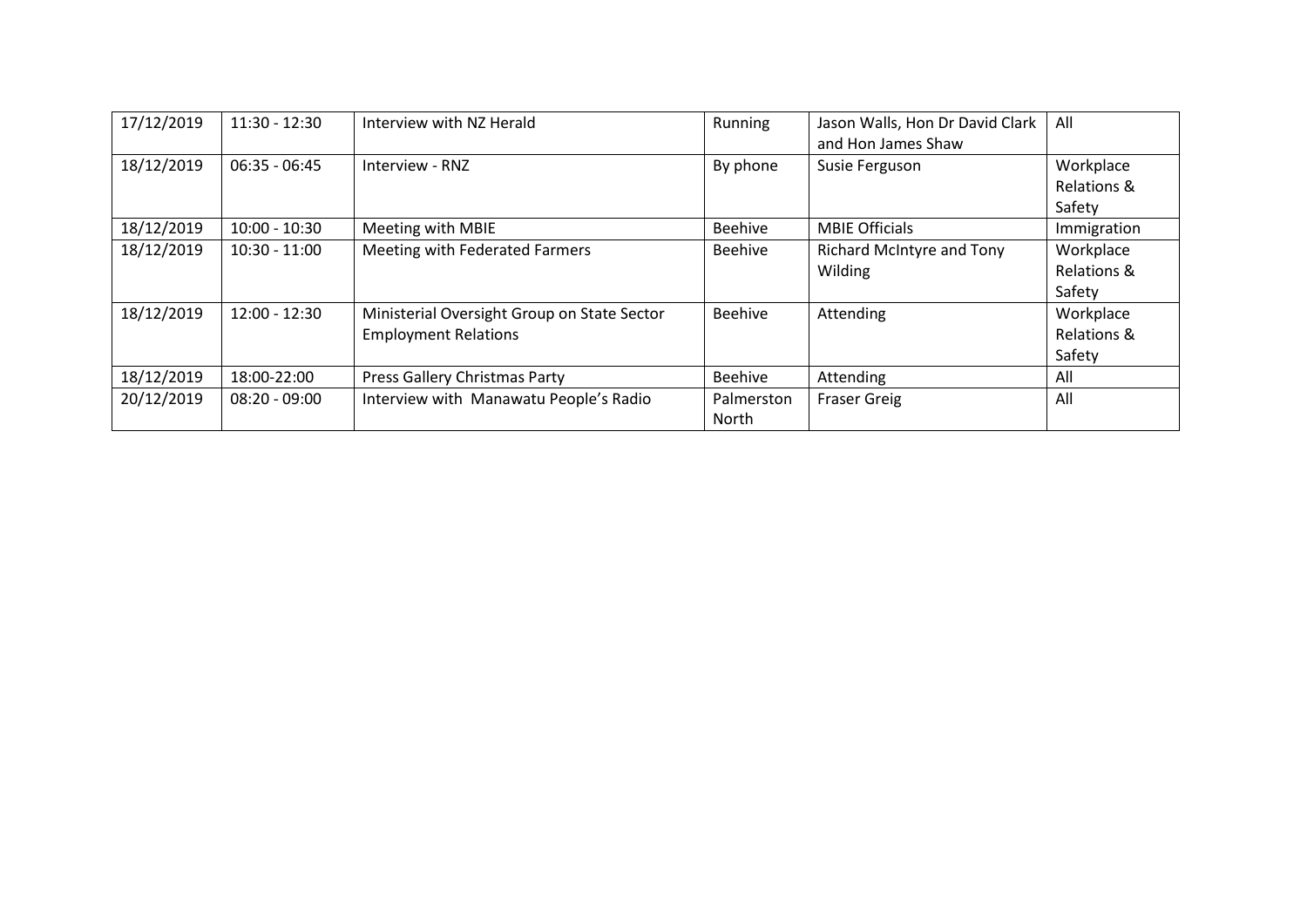| | | | | | |
|---|---|---|---|---|---|
| 17/12/2019 | 11:30 - 12:30 | Interview with NZ Herald | Running | Jason Walls, Hon Dr David Clark and Hon James Shaw | All |
| 18/12/2019 | 06:35 - 06:45 | Interview - RNZ | By phone | Susie Ferguson | Workplace Relations & Safety |
| 18/12/2019 | 10:00 - 10:30 | Meeting with MBIE | Beehive | MBIE Officials | Immigration |
| 18/12/2019 | 10:30 - 11:00 | Meeting with Federated Farmers | Beehive | Richard McIntyre and Tony Wilding | Workplace Relations & Safety |
| 18/12/2019 | 12:00 - 12:30 | Ministerial Oversight Group on State Sector Employment Relations | Beehive | Attending | Workplace Relations & Safety |
| 18/12/2019 | 18:00-22:00 | Press Gallery Christmas Party | Beehive | Attending | All |
| 20/12/2019 | 08:20 - 09:00 | Interview with Manawatu People's Radio | Palmerston North | Fraser Greig | All |